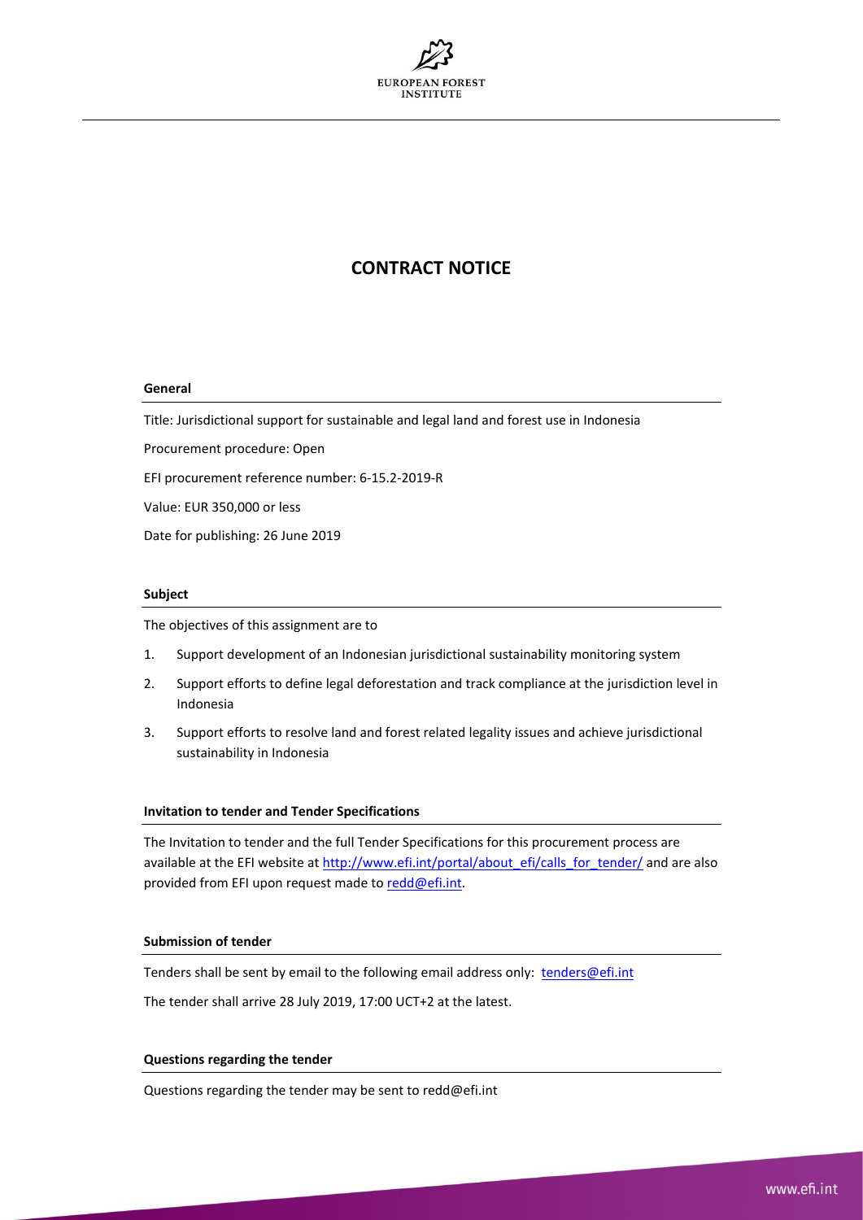# CONTRACT NOTICE

## General

Title: Jurisdictional support for sustainable and legal land and forest use in Indonesia

Procurement procedure: Open

EFI procurement reference number: 6-15.2-2019-R

Value: EUR 350,000 or less

Date for publishing: 26 June 2019

## Subject

The objectives of this assignment are to

1. Support development of an Indonesian jurisdictional sustainability monitoring system
2. Support efforts to define legal deforestation and track compliance at the jurisdiction level in Indonesia
3. Support efforts to resolve land and forest related legality issues and achieve jurisdictional sustainability in Indonesia

## Invitation to tender and Tender Specifications

The Invitation to tender and the full Tender Specifications for this procurement process are available at the EFI website at http://www.efi.int/portal/about_efi/calls_for_tender/ and are also provided from EFI upon request made to redd@efi.int.

## Submission of tender

Tenders shall be sent by email to the following email address only: tenders@efi.int

The tender shall arrive 28 July 2019, 17:00 UCT+2 at the latest.

## Questions regarding the tender

Questions regarding the tender may be sent to redd@efi.int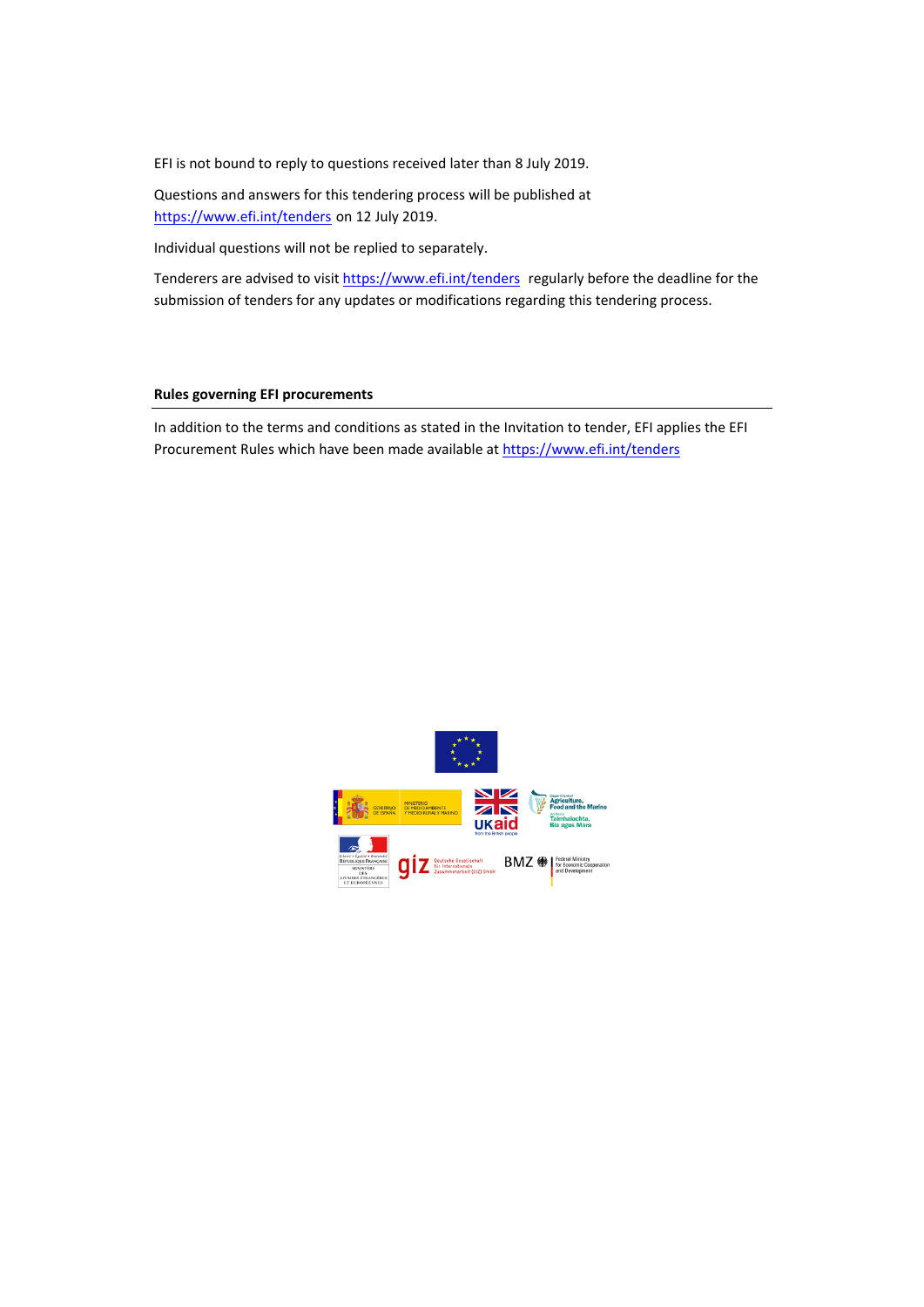EFI is not bound to reply to questions received later than 8 July 2019.

Questions and answers for this tendering process will be published at https://www.efi.int/tenders on 12 July 2019.

Individual questions will not be replied to separately.

Tenderers are advised to visit https://www.efi.int/tenders regularly before the deadline for the submission of tenders for any updates or modifications regarding this tendering process.

**Rules governing EFI procurements**

In addition to the terms and conditions as stated in the Invitation to tender, EFI applies the EFI Procurement Rules which have been made available at https://www.efi.int/tenders